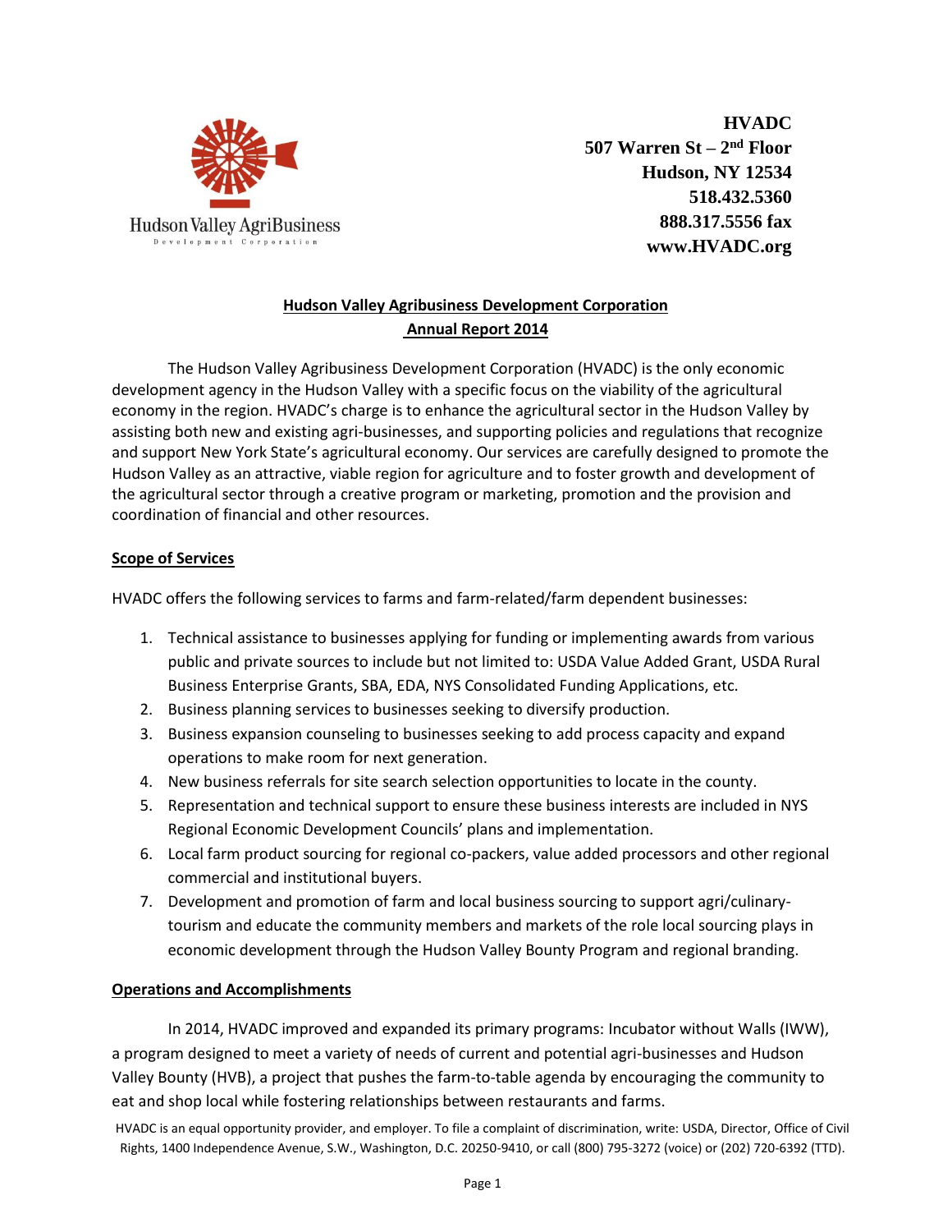Hudson Valley AgriBusiness
Development Corporation

**HVADC**
**507 Warren St – 2nd Floor**
**Hudson, NY 12534**
**518.432.5360**
**888.317.5556 fax**
**www.HVADC.org**

# Hudson Valley Agribusiness Development Corporation
## Annual Report 2014

The Hudson Valley Agribusiness Development Corporation (HVADC) is the only economic development agency in the Hudson Valley with a specific focus on the viability of the agricultural economy in the region. HVADC's charge is to enhance the agricultural sector in the Hudson Valley by assisting both new and existing agri-businesses, and supporting policies and regulations that recognize and support New York State's agricultural economy. Our services are carefully designed to promote the Hudson Valley as an attractive, viable region for agriculture and to foster growth and development of the agricultural sector through a creative program or marketing, promotion and the provision and coordination of financial and other resources.

### Scope of Services

HVADC offers the following services to farms and farm-related/farm dependent businesses:

1. Technical assistance to businesses applying for funding or implementing awards from various public and private sources to include but not limited to: USDA Value Added Grant, USDA Rural Business Enterprise Grants, SBA, EDA, NYS Consolidated Funding Applications, etc.
2. Business planning services to businesses seeking to diversify production.
3. Business expansion counseling to businesses seeking to add process capacity and expand operations to make room for next generation.
4. New business referrals for site search selection opportunities to locate in the county.
5. Representation and technical support to ensure these business interests are included in NYS Regional Economic Development Councils' plans and implementation.
6. Local farm product sourcing for regional co-packers, value added processors and other regional commercial and institutional buyers.
7. Development and promotion of farm and local business sourcing to support agri/culinary-tourism and educate the community members and markets of the role local sourcing plays in economic development through the Hudson Valley Bounty Program and regional branding.

### Operations and Accomplishments

In 2014, HVADC improved and expanded its primary programs: Incubator without Walls (IWW), a program designed to meet a variety of needs of current and potential agri-businesses and Hudson Valley Bounty (HVB), a project that pushes the farm-to-table agenda by encouraging the community to eat and shop local while fostering relationships between restaurants and farms.

HVADC is an equal opportunity provider, and employer. To file a complaint of discrimination, write: USDA, Director, Office of Civil Rights, 1400 Independence Avenue, S.W., Washington, D.C. 20250-9410, or call (800) 795-3272 (voice) or (202) 720-6392 (TTD).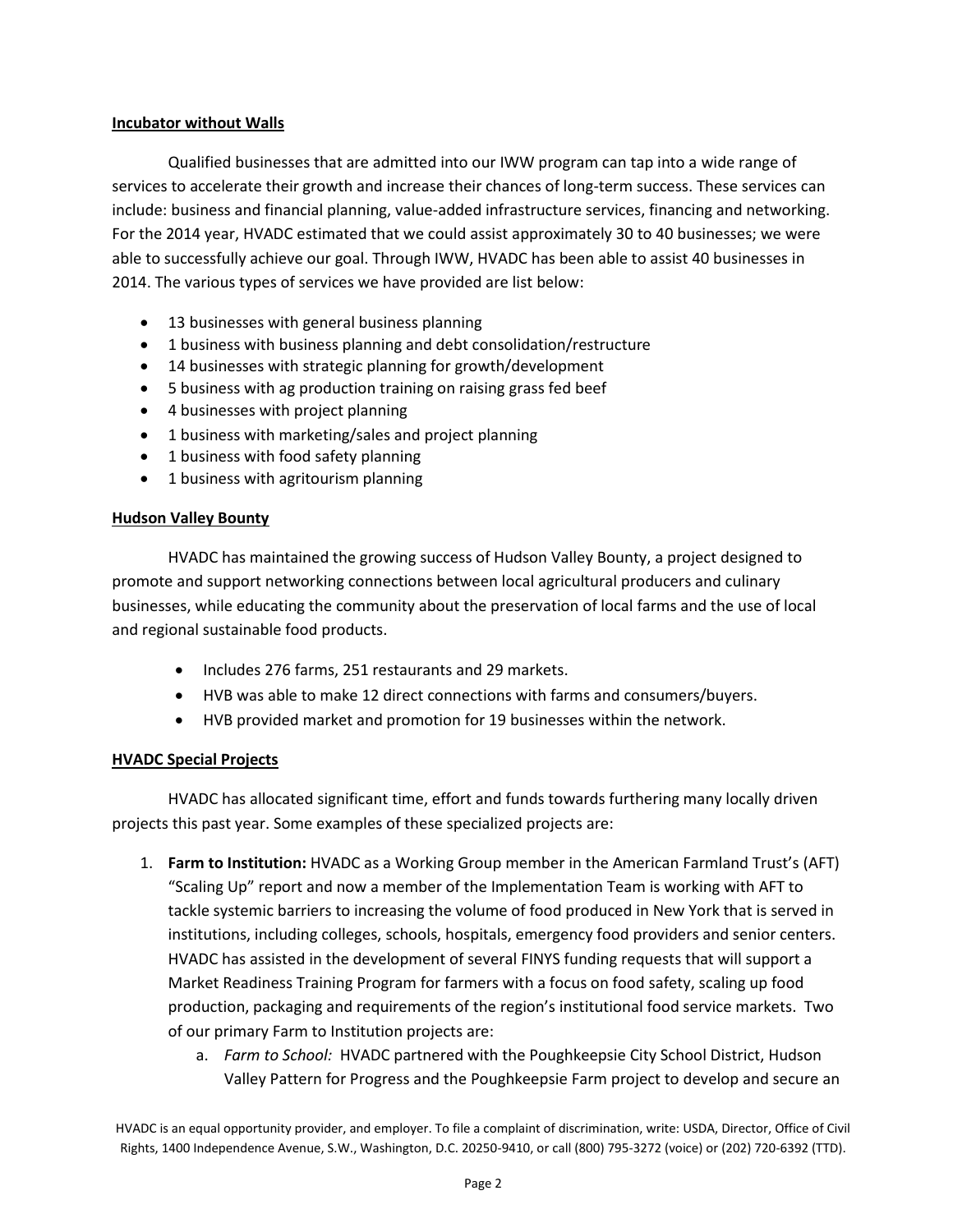**Incubator without Walls**

Qualified businesses that are admitted into our IWW program can tap into a wide range of services to accelerate their growth and increase their chances of long-term success. These services can include: business and financial planning, value-added infrastructure services, financing and networking. For the 2014 year, HVADC estimated that we could assist approximately 30 to 40 businesses; we were able to successfully achieve our goal. Through IWW, HVADC has been able to assist 40 businesses in 2014. The various types of services we have provided are list below:

- 13 businesses with general business planning
- 1 business with business planning and debt consolidation/restructure
- 14 businesses with strategic planning for growth/development
- 5 business with ag production training on raising grass fed beef
- 4 businesses with project planning
- 1 business with marketing/sales and project planning
- 1 business with food safety planning
- 1 business with agritourism planning

**Hudson Valley Bounty**

HVADC has maintained the growing success of Hudson Valley Bounty, a project designed to promote and support networking connections between local agricultural producers and culinary businesses, while educating the community about the preservation of local farms and the use of local and regional sustainable food products.

- Includes 276 farms, 251 restaurants and 29 markets.
- HVB was able to make 12 direct connections with farms and consumers/buyers.
- HVB provided market and promotion for 19 businesses within the network.

**HVADC Special Projects**

HVADC has allocated significant time, effort and funds towards furthering many locally driven projects this past year. Some examples of these specialized projects are:

1. **Farm to Institution:** HVADC as a Working Group member in the American Farmland Trust's (AFT) "Scaling Up" report and now a member of the Implementation Team is working with AFT to tackle systemic barriers to increasing the volume of food produced in New York that is served in institutions, including colleges, schools, hospitals, emergency food providers and senior centers. HVADC has assisted in the development of several FINYS funding requests that will support a Market Readiness Training Program for farmers with a focus on food safety, scaling up food production, packaging and requirements of the region's institutional food service markets. Two of our primary Farm to Institution projects are:
   a. *Farm to School:* HVADC partnered with the Poughkeepsie City School District, Hudson Valley Pattern for Progress and the Poughkeepsie Farm project to develop and secure an

HVADC is an equal opportunity provider, and employer. To file a complaint of discrimination, write: USDA, Director, Office of Civil Rights, 1400 Independence Avenue, S.W., Washington, D.C. 20250-9410, or call (800) 795-3272 (voice) or (202) 720-6392 (TTD).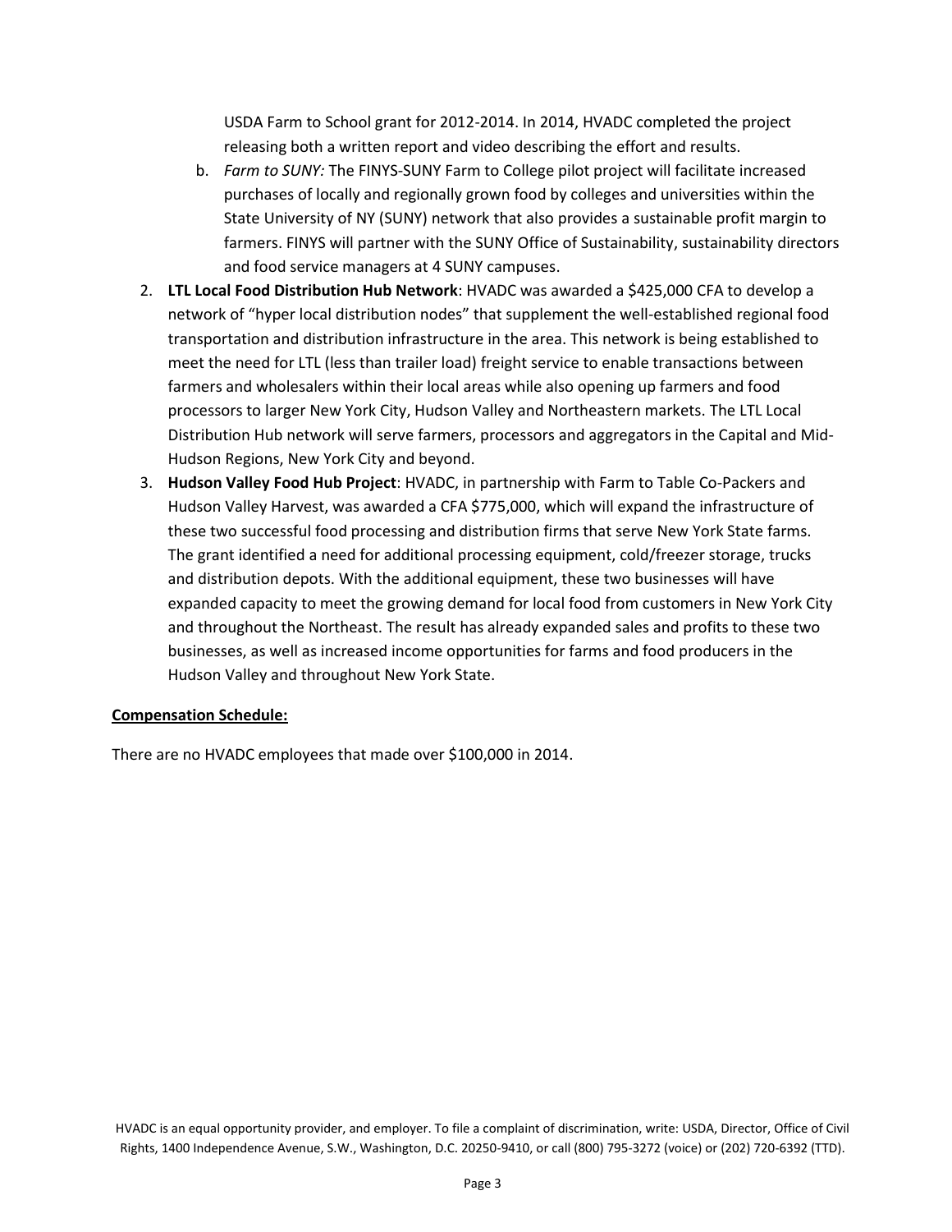USDA Farm to School grant for 2012-2014. In 2014, HVADC completed the project releasing both a written report and video describing the effort and results.

   b. *Farm to SUNY:* The FINYS-SUNY Farm to College pilot project will facilitate increased purchases of locally and regionally grown food by colleges and universities within the State University of NY (SUNY) network that also provides a sustainable profit margin to farmers. FINYS will partner with the SUNY Office of Sustainability, sustainability directors and food service managers at 4 SUNY campuses.

2. **LTL Local Food Distribution Hub Network**: HVADC was awarded a $425,000 CFA to develop a network of "hyper local distribution nodes" that supplement the well-established regional food transportation and distribution infrastructure in the area. This network is being established to meet the need for LTL (less than trailer load) freight service to enable transactions between farmers and wholesalers within their local areas while also opening up farmers and food processors to larger New York City, Hudson Valley and Northeastern markets. The LTL Local Distribution Hub network will serve farmers, processors and aggregators in the Capital and Mid-Hudson Regions, New York City and beyond.
3. **Hudson Valley Food Hub Project**: HVADC, in partnership with Farm to Table Co-Packers and Hudson Valley Harvest, was awarded a CFA $775,000, which will expand the infrastructure of these two successful food processing and distribution firms that serve New York State farms. The grant identified a need for additional processing equipment, cold/freezer storage, trucks and distribution depots. With the additional equipment, these two businesses will have expanded capacity to meet the growing demand for local food from customers in New York City and throughout the Northeast. The result has already expanded sales and profits to these two businesses, as well as increased income opportunities for farms and food producers in the Hudson Valley and throughout New York State.

**Compensation Schedule:**

There are no HVADC employees that made over $100,000 in 2014.

HVADC is an equal opportunity provider, and employer. To file a complaint of discrimination, write: USDA, Director, Office of Civil Rights, 1400 Independence Avenue, S.W., Washington, D.C. 20250-9410, or call (800) 795-3272 (voice) or (202) 720-6392 (TTD).